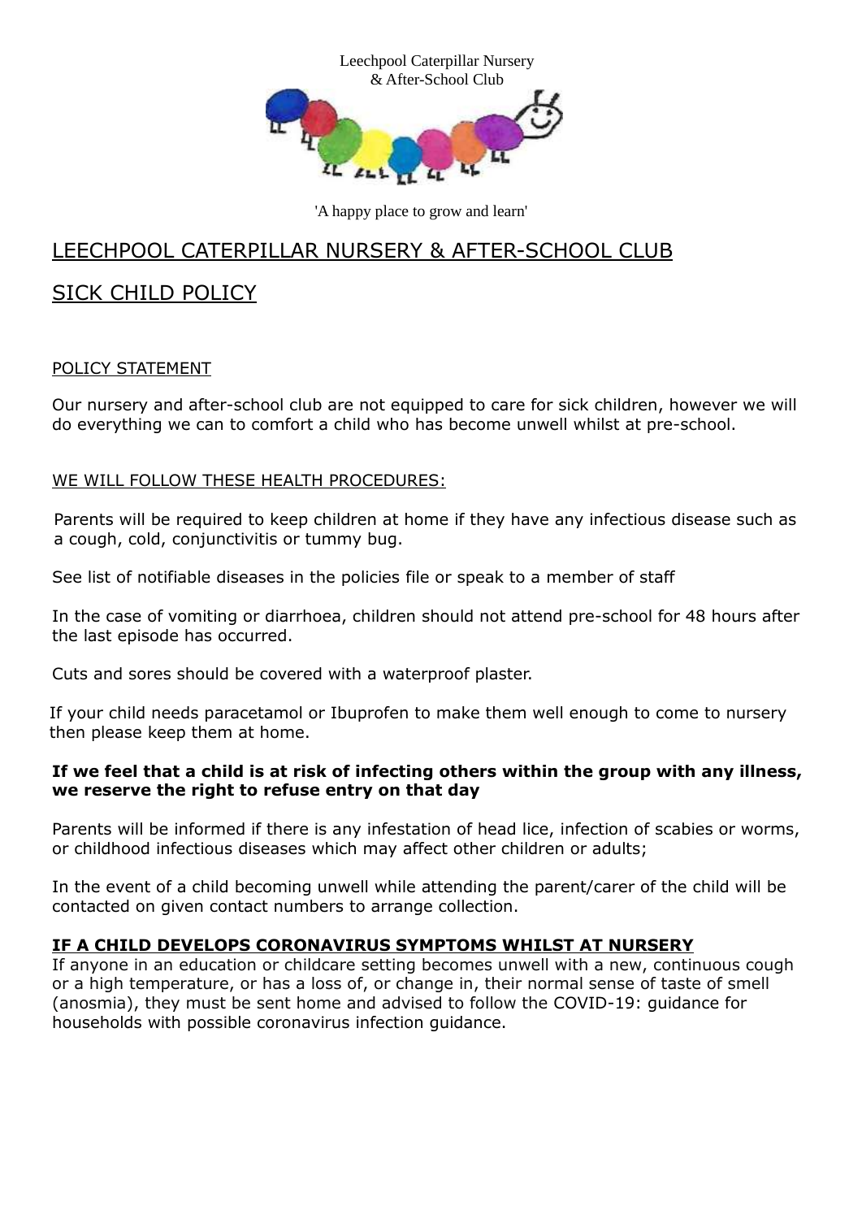Leechpool Caterpillar Nursery
& After-School Club

'A happy place to grow and learn'

# LEECHPOOL CATERPILLAR NURSERY & AFTER-SCHOOL CLUB

# SICK CHILD POLICY

## POLICY STATEMENT

Our nursery and after-school club are not equipped to care for sick children, however we will do everything we can to comfort a child who has become unwell whilst at pre-school.

## WE WILL FOLLOW THESE HEALTH PROCEDURES:

Parents will be required to keep children at home if they have any infectious disease such as a cough, cold, conjunctivitis or tummy bug.

See list of notifiable diseases in the policies file or speak to a member of staff

In the case of vomiting or diarrhoea, children should not attend pre-school for 48 hours after the last episode has occurred.

Cuts and sores should be covered with a waterproof plaster.

If your child needs paracetamol or Ibuprofen to make them well enough to come to nursery then please keep them at home.

**If we feel that a child is at risk of infecting others within the group with any illness, we reserve the right to refuse entry on that day**

Parents will be informed if there is any infestation of head lice, infection of scabies or worms, or childhood infectious diseases which may affect other children or adults;

In the event of a child becoming unwell while attending the parent/carer of the child will be contacted on given contact numbers to arrange collection.

**IF A CHILD DEVELOPS CORONAVIRUS SYMPTOMS WHILST AT NURSERY**

If anyone in an education or childcare setting becomes unwell with a new, continuous cough or a high temperature, or has a loss of, or change in, their normal sense of taste of smell (anosmia), they must be sent home and advised to follow the COVID-19: guidance for households with possible coronavirus infection guidance.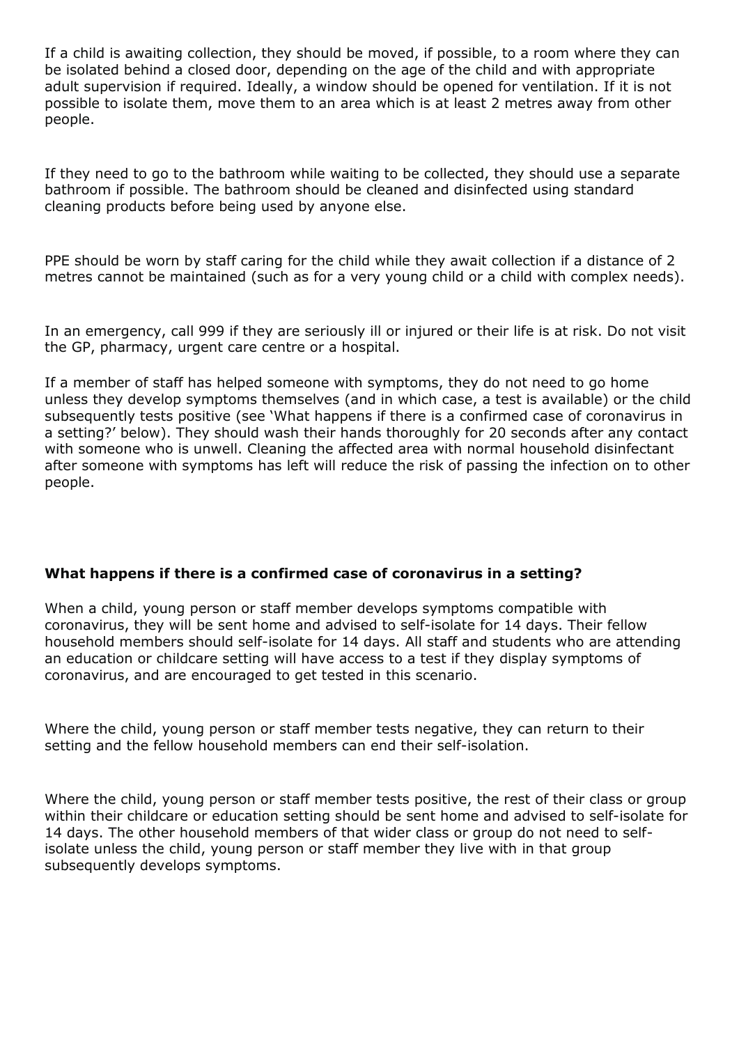If a child is awaiting collection, they should be moved, if possible, to a room where they can be isolated behind a closed door, depending on the age of the child and with appropriate adult supervision if required. Ideally, a window should be opened for ventilation. If it is not possible to isolate them, move them to an area which is at least 2 metres away from other people.

If they need to go to the bathroom while waiting to be collected, they should use a separate bathroom if possible. The bathroom should be cleaned and disinfected using standard cleaning products before being used by anyone else.

PPE should be worn by staff caring for the child while they await collection if a distance of 2 metres cannot be maintained (such as for a very young child or a child with complex needs).

In an emergency, call 999 if they are seriously ill or injured or their life is at risk. Do not visit the GP, pharmacy, urgent care centre or a hospital.

If a member of staff has helped someone with symptoms, they do not need to go home unless they develop symptoms themselves (and in which case, a test is available) or the child subsequently tests positive (see 'What happens if there is a confirmed case of coronavirus in a setting?' below). They should wash their hands thoroughly for 20 seconds after any contact with someone who is unwell. Cleaning the affected area with normal household disinfectant after someone with symptoms has left will reduce the risk of passing the infection on to other people.

**What happens if there is a confirmed case of coronavirus in a setting?**

When a child, young person or staff member develops symptoms compatible with coronavirus, they will be sent home and advised to self-isolate for 14 days. Their fellow household members should self-isolate for 14 days. All staff and students who are attending an education or childcare setting will have access to a test if they display symptoms of coronavirus, and are encouraged to get tested in this scenario.

Where the child, young person or staff member tests negative, they can return to their setting and the fellow household members can end their self-isolation.

Where the child, young person or staff member tests positive, the rest of their class or group within their childcare or education setting should be sent home and advised to self-isolate for 14 days. The other household members of that wider class or group do not need to self-isolate unless the child, young person or staff member they live with in that group subsequently develops symptoms.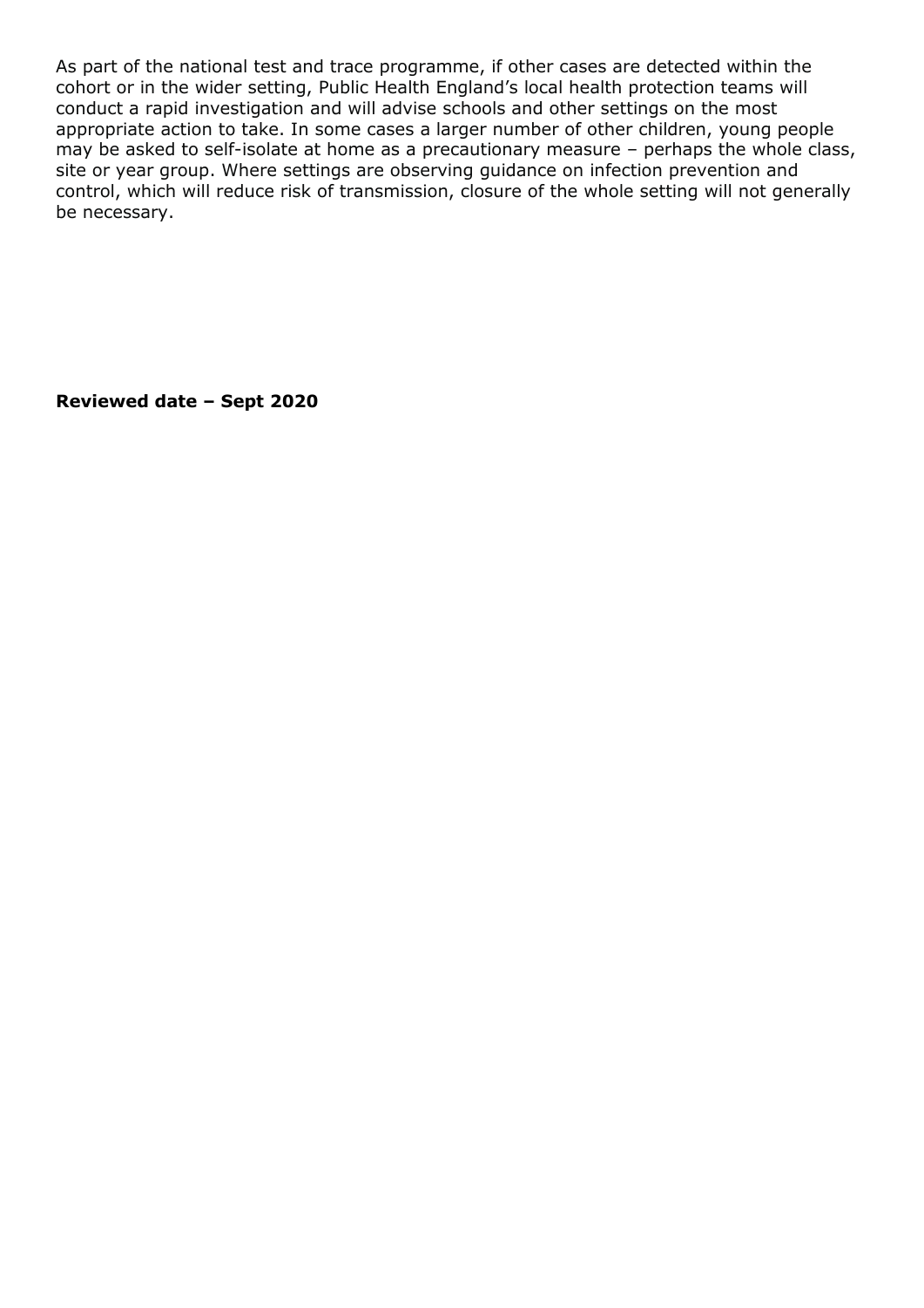As part of the national test and trace programme, if other cases are detected within the cohort or in the wider setting, Public Health England's local health protection teams will conduct a rapid investigation and will advise schools and other settings on the most appropriate action to take. In some cases a larger number of other children, young people may be asked to self-isolate at home as a precautionary measure – perhaps the whole class, site or year group. Where settings are observing guidance on infection prevention and control, which will reduce risk of transmission, closure of the whole setting will not generally be necessary.

**Reviewed date – Sept 2020**